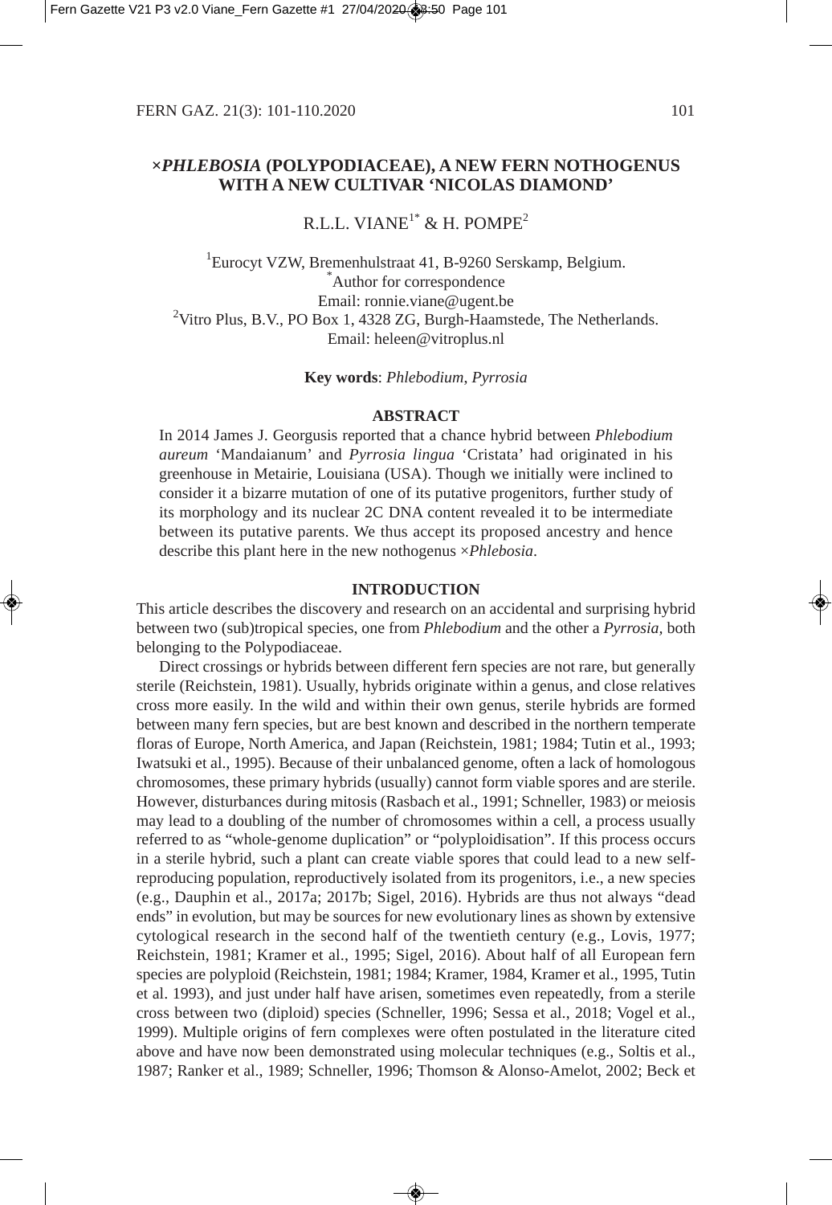# ×*PHLEBOSIA* (POLYPODIACEAE), A NEW FERN NOTHOGENUS WITH A NEW CULTIVAR 'NICOLAS DIAMOND'

R.L.L. VIANE[1*] & H. POMPE[2]

[1]Eurocyt VZW, Bremenhulstraat 41, B-9260 Serskamp, Belgium.
[*]Author for correspondence
Email: ronnie.viane@ugent.be
[2]Vitro Plus, B.V., PO Box 1, 4328 ZG, Burgh-Haamstede, The Netherlands.
Email: heleen@vitroplus.nl

**Key words**: *Phlebodium*, *Pyrrosia*

## ABSTRACT

In 2014 James J. Georgusis reported that a chance hybrid between *Phlebodium aureum* 'Mandaianum' and *Pyrrosia lingua* 'Cristata' had originated in his greenhouse in Metairie, Louisiana (USA). Though we initially were inclined to consider it a bizarre mutation of one of its putative progenitors, further study of its morphology and its nuclear 2C DNA content revealed it to be intermediate between its putative parents. We thus accept its proposed ancestry and hence describe this plant here in the new nothogenus ×*Phlebosia*.

## INTRODUCTION

This article describes the discovery and research on an accidental and surprising hybrid between two (sub)tropical species, one from *Phlebodium* and the other a *Pyrrosia*, both belonging to the Polypodiaceae.

Direct crossings or hybrids between different fern species are not rare, but generally sterile (Reichstein, 1981). Usually, hybrids originate within a genus, and close relatives cross more easily. In the wild and within their own genus, sterile hybrids are formed between many fern species, but are best known and described in the northern temperate floras of Europe, North America, and Japan (Reichstein, 1981; 1984; Tutin et al., 1993; Iwatsuki et al., 1995). Because of their unbalanced genome, often a lack of homologous chromosomes, these primary hybrids (usually) cannot form viable spores and are sterile. However, disturbances during mitosis (Rasbach et al., 1991; Schneller, 1983) or meiosis may lead to a doubling of the number of chromosomes within a cell, a process usually referred to as "whole-genome duplication" or "polyploidisation". If this process occurs in a sterile hybrid, such a plant can create viable spores that could lead to a new self-reproducing population, reproductively isolated from its progenitors, i.e., a new species (e.g., Dauphin et al., 2017a; 2017b; Sigel, 2016). Hybrids are thus not always "dead ends" in evolution, but may be sources for new evolutionary lines as shown by extensive cytological research in the second half of the twentieth century (e.g., Lovis, 1977; Reichstein, 1981; Kramer et al., 1995; Sigel, 2016). About half of all European fern species are polyploid (Reichstein, 1981; 1984; Kramer, 1984, Kramer et al., 1995, Tutin et al. 1993), and just under half have arisen, sometimes even repeatedly, from a sterile cross between two (diploid) species (Schneller, 1996; Sessa et al., 2018; Vogel et al., 1999). Multiple origins of fern complexes were often postulated in the literature cited above and have now been demonstrated using molecular techniques (e.g., Soltis et al., 1987; Ranker et al., 1989; Schneller, 1996; Thomson & Alonso-Amelot, 2002; Beck et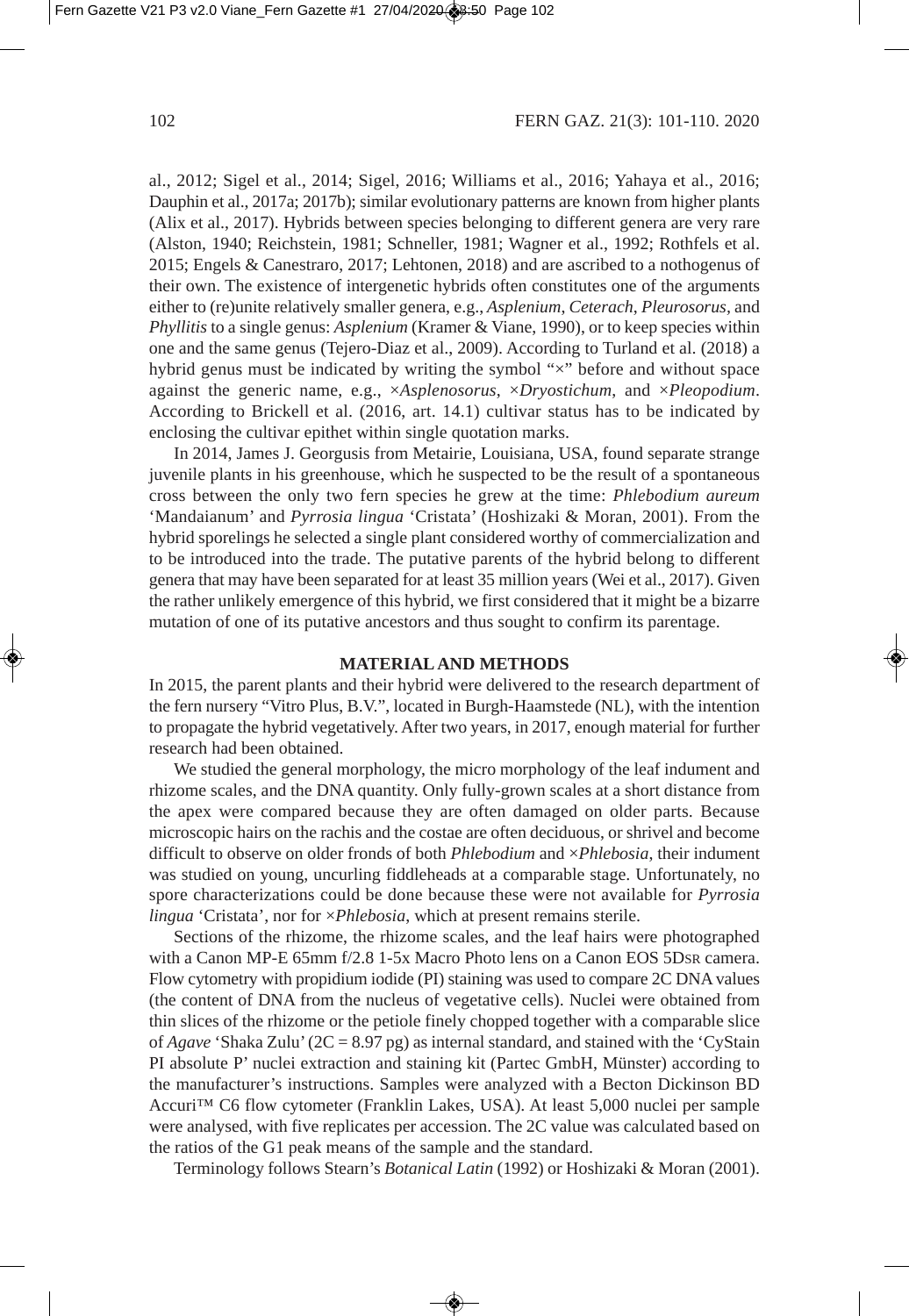al., 2012; Sigel et al., 2014; Sigel, 2016; Williams et al., 2016; Yahaya et al., 2016; Dauphin et al., 2017a; 2017b); similar evolutionary patterns are known from higher plants (Alix et al., 2017). Hybrids between species belonging to different genera are very rare (Alston, 1940; Reichstein, 1981; Schneller, 1981; Wagner et al., 1992; Rothfels et al. 2015; Engels & Canestraro, 2017; Lehtonen, 2018) and are ascribed to a nothogenus of their own. The existence of intergenetic hybrids often constitutes one of the arguments either to (re)unite relatively smaller genera, e.g., *Asplenium*, *Ceterach*, *Pleurosorus*, and *Phyllitis* to a single genus: *Asplenium* (Kramer & Viane, 1990), or to keep species within one and the same genus (Tejero-Diaz et al., 2009). According to Turland et al. (2018) a hybrid genus must be indicated by writing the symbol "×" before and without space against the generic name, e.g., ×*Asplenosorus*, ×*Dryostichum*, and ×*Pleopodium*. According to Brickell et al. (2016, art. 14.1) cultivar status has to be indicated by enclosing the cultivar epithet within single quotation marks.

In 2014, James J. Georgusis from Metairie, Louisiana, USA, found separate strange juvenile plants in his greenhouse, which he suspected to be the result of a spontaneous cross between the only two fern species he grew at the time: *Phlebodium aureum* 'Mandaianum' and *Pyrrosia lingua* 'Cristata' (Hoshizaki & Moran, 2001). From the hybrid sporelings he selected a single plant considered worthy of commercialization and to be introduced into the trade. The putative parents of the hybrid belong to different genera that may have been separated for at least 35 million years (Wei et al., 2017). Given the rather unlikely emergence of this hybrid, we first considered that it might be a bizarre mutation of one of its putative ancestors and thus sought to confirm its parentage.

## MATERIAL AND METHODS

In 2015, the parent plants and their hybrid were delivered to the research department of the fern nursery "Vitro Plus, B.V.", located in Burgh-Haamstede (NL), with the intention to propagate the hybrid vegetatively. After two years, in 2017, enough material for further research had been obtained.

We studied the general morphology, the micro morphology of the leaf indument and rhizome scales, and the DNA quantity. Only fully-grown scales at a short distance from the apex were compared because they are often damaged on older parts. Because microscopic hairs on the rachis and the costae are often deciduous, or shrivel and become difficult to observe on older fronds of both *Phlebodium* and ×*Phlebosia*, their indument was studied on young, uncurling fiddleheads at a comparable stage. Unfortunately, no spore characterizations could be done because these were not available for *Pyrrosia lingua* 'Cristata', nor for ×*Phlebosia*, which at present remains sterile.

Sections of the rhizome, the rhizome scales, and the leaf hairs were photographed with a Canon MP-E 65mm f/2.8 1-5x Macro Photo lens on a Canon EOS 5DSR camera. Flow cytometry with propidium iodide (PI) staining was used to compare 2C DNA values (the content of DNA from the nucleus of vegetative cells). Nuclei were obtained from thin slices of the rhizome or the petiole finely chopped together with a comparable slice of *Agave* 'Shaka Zulu' (2C = 8.97 pg) as internal standard, and stained with the 'CyStain PI absolute P' nuclei extraction and staining kit (Partec GmbH, Münster) according to the manufacturer's instructions. Samples were analyzed with a Becton Dickinson BD Accuri™ C6 flow cytometer (Franklin Lakes, USA). At least 5,000 nuclei per sample were analysed, with five replicates per accession. The 2C value was calculated based on the ratios of the G1 peak means of the sample and the standard.

Terminology follows Stearn's *Botanical Latin* (1992) or Hoshizaki & Moran (2001).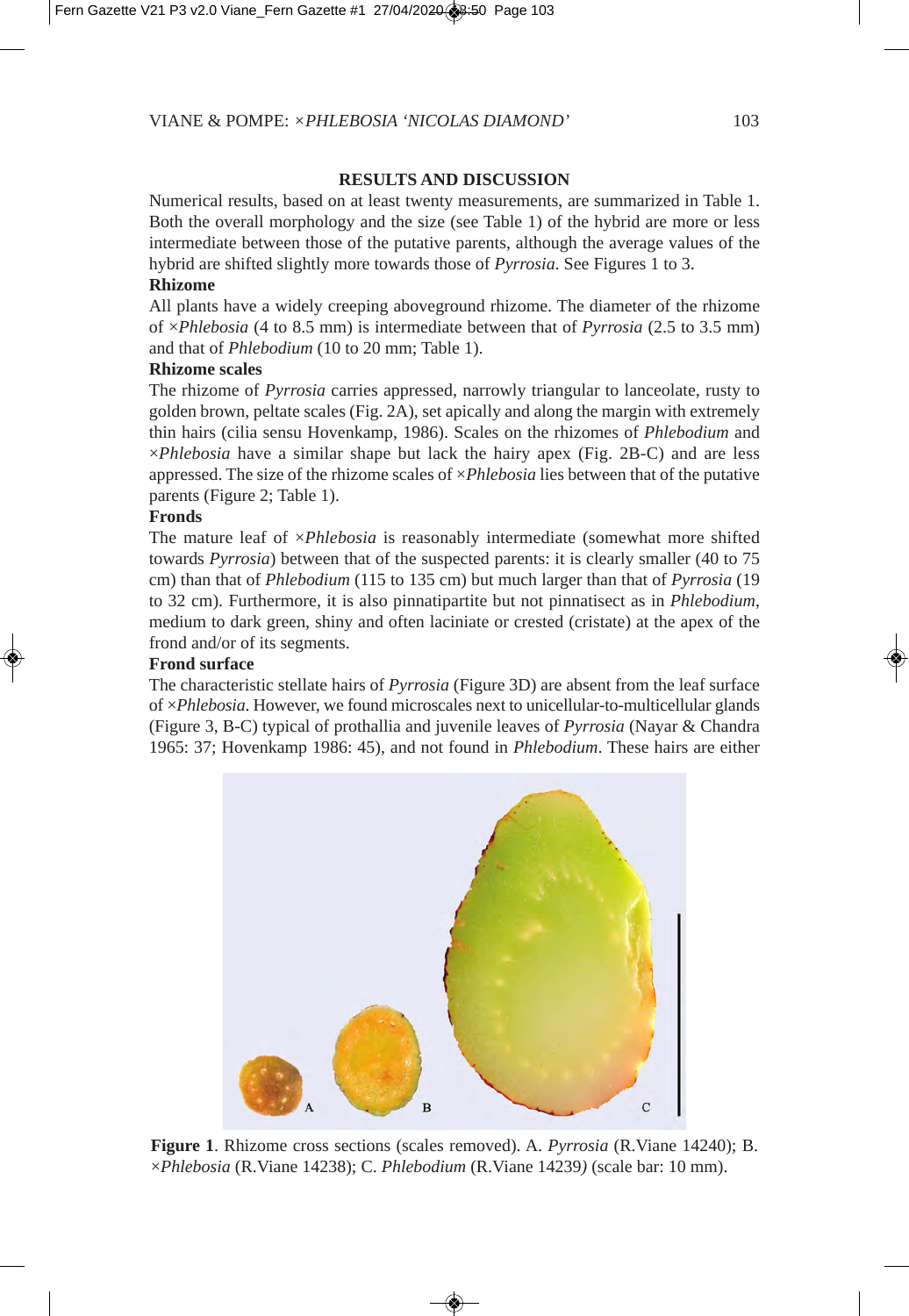## RESULTS AND DISCUSSION

Numerical results, based on at least twenty measurements, are summarized in Table 1. Both the overall morphology and the size (see Table 1) of the hybrid are more or less intermediate between those of the putative parents, although the average values of the hybrid are shifted slightly more towards those of *Pyrrosia.* See Figures 1 to 3.

### Rhizome

All plants have a widely creeping aboveground rhizome. The diameter of the rhizome of ×*Phlebosia* (4 to 8.5 mm) is intermediate between that of *Pyrrosia* (2.5 to 3.5 mm) and that of *Phlebodium* (10 to 20 mm; Table 1).

### Rhizome scales

The rhizome of *Pyrrosia* carries appressed, narrowly triangular to lanceolate, rusty to golden brown, peltate scales (Fig. 2A), set apically and along the margin with extremely thin hairs (cilia sensu Hovenkamp, 1986). Scales on the rhizomes of *Phlebodium* and ×*Phlebosia* have a similar shape but lack the hairy apex (Fig. 2B-C) and are less appressed. The size of the rhizome scales of ×*Phlebosia* lies between that of the putative parents (Figure 2; Table 1).

### Fronds

The mature leaf of ×*Phlebosia* is reasonably intermediate (somewhat more shifted towards *Pyrrosia*) between that of the suspected parents: it is clearly smaller (40 to 75 cm) than that of *Phlebodium* (115 to 135 cm) but much larger than that of *Pyrrosia* (19 to 32 cm). Furthermore, it is also pinnatipartite but not pinnatisect as in *Phlebodium*, medium to dark green, shiny and often laciniate or crested (cristate) at the apex of the frond and/or of its segments.

### Frond surface

The characteristic stellate hairs of *Pyrrosia* (Figure 3D) are absent from the leaf surface of ×*Phlebosia*. However, we found microscales next to unicellular-to-multicellular glands (Figure 3, B-C) typical of prothallia and juvenile leaves of *Pyrrosia* (Nayar & Chandra 1965: 37; Hovenkamp 1986: 45), and not found in *Phlebodium*. These hairs are either

**Figure 1**. Rhizome cross sections (scales removed). A. *Pyrrosia* (R.Viane 14240); B. ×*Phlebosia* (R.Viane 14238); C. *Phlebodium* (R.Viane 14239*)* (scale bar: 10 mm).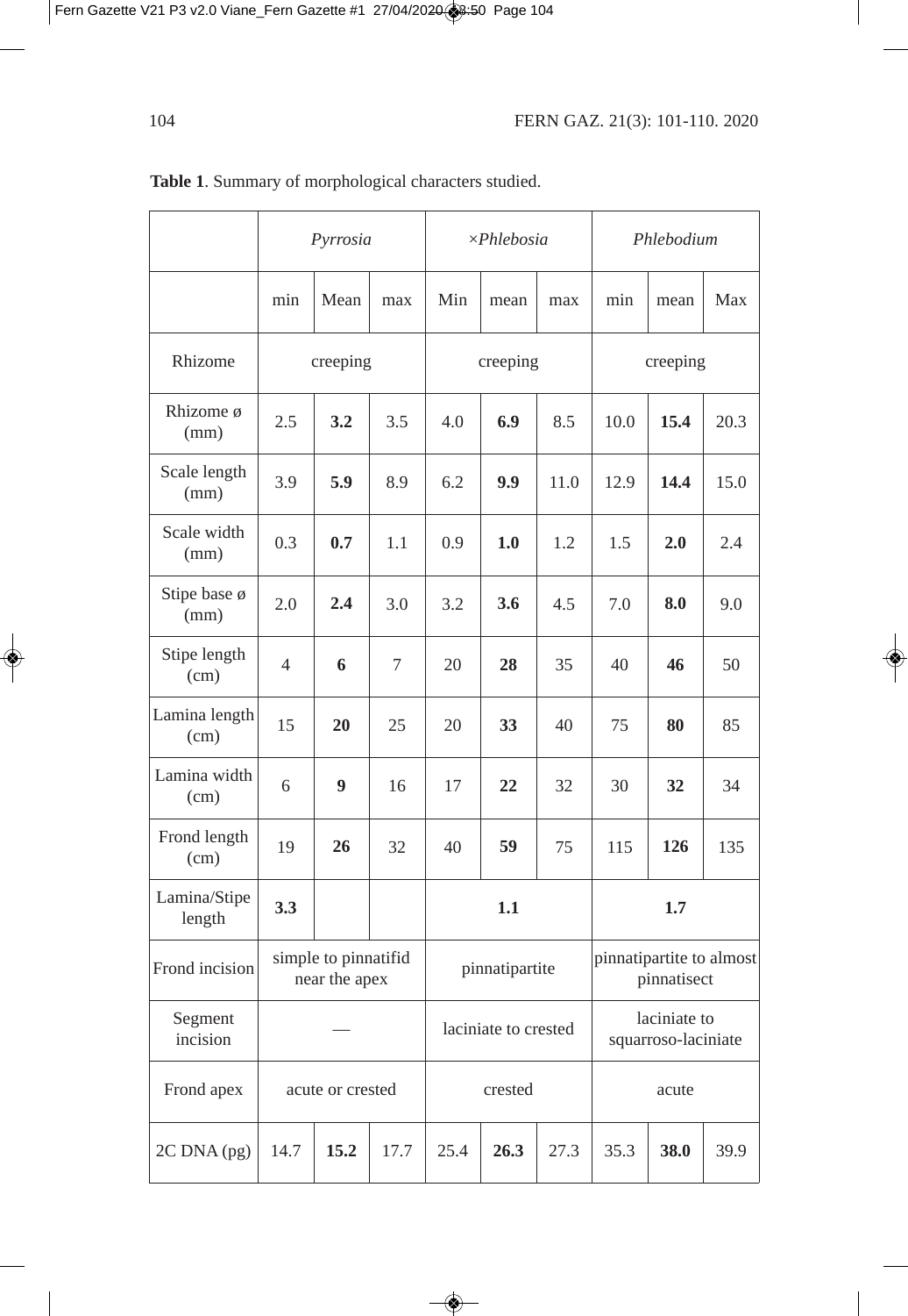**Table 1**. Summary of morphological characters studied.

| | *Pyrrosia* | | | *×Phlebosia* | | | *Phlebodium* | | |
|---|---|---|---|---|---|---|---|---|---|
| | min | Mean | max | Min | mean | max | min | mean | Max |
| Rhizome | creeping | | | creeping | | | creeping | | |
| Rhizome ø (mm) | 2.5 | **3.2** | 3.5 | 4.0 | **6.9** | 8.5 | 10.0 | **15.4** | 20.3 |
| Scale length (mm) | 3.9 | **5.9** | 8.9 | 6.2 | **9.9** | 11.0 | 12.9 | **14.4** | 15.0 |
| Scale width (mm) | 0.3 | **0.7** | 1.1 | 0.9 | **1.0** | 1.2 | 1.5 | **2.0** | 2.4 |
| Stipe base ø (mm) | 2.0 | **2.4** | 3.0 | 3.2 | **3.6** | 4.5 | 7.0 | **8.0** | 9.0 |
| Stipe length (cm) | 4 | **6** | 7 | 20 | **28** | 35 | 40 | **46** | 50 |
| Lamina length (cm) | 15 | **20** | 25 | 20 | **33** | 40 | 75 | **80** | 85 |
| Lamina width (cm) | 6 | **9** | 16 | 17 | **22** | 32 | 30 | **32** | 34 |
| Frond length (cm) | 19 | **26** | 32 | 40 | **59** | 75 | 115 | **126** | 135 |
| Lamina/Stipe length | **3.3** | | | **1.1** | | | **1.7** | | |
| Frond incision | simple to pinnatifid near the apex | | | pinnatipartite | | | pinnatipartite to almost pinnatisect | | |
| Segment incision | — | | | laciniate to crested | | | laciniate to squarroso-laciniate | | |
| Frond apex | acute or crested | | | crested | | | acute | | |
| 2C DNA (pg) | 14.7 | **15.2** | 17.7 | 25.4 | **26.3** | 27.3 | 35.3 | **38.0** | 39.9 |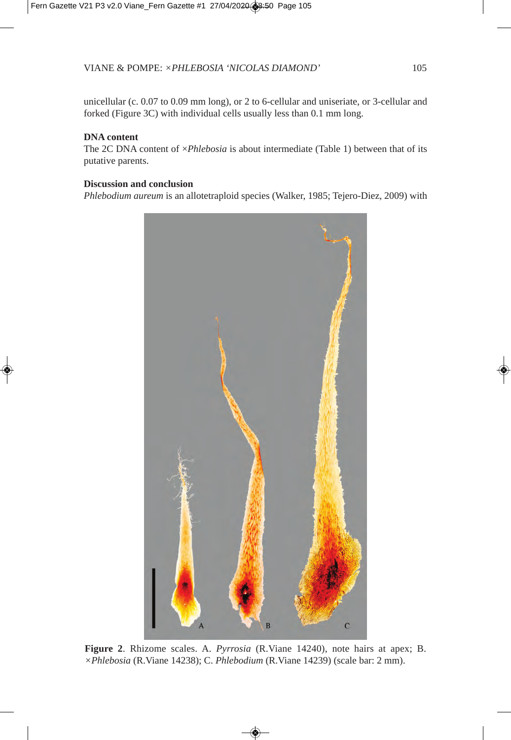unicellular (c. 0.07 to 0.09 mm long), or 2 to 6-cellular and uniseriate, or 3-cellular and forked (Figure 3C) with individual cells usually less than 0.1 mm long.

**DNA content**

The 2C DNA content of ×*Phlebosia* is about intermediate (Table 1) between that of its putative parents.

**Discussion and conclusion**

*Phlebodium aureum* is an allotetraploid species (Walker, 1985; Tejero-Diez, 2009) with

**Figure 2**. Rhizome scales. A. *Pyrrosia* (R.Viane 14240), note hairs at apex; B. ×*Phlebosia* (R.Viane 14238); C. *Phlebodium* (R.Viane 14239) (scale bar: 2 mm).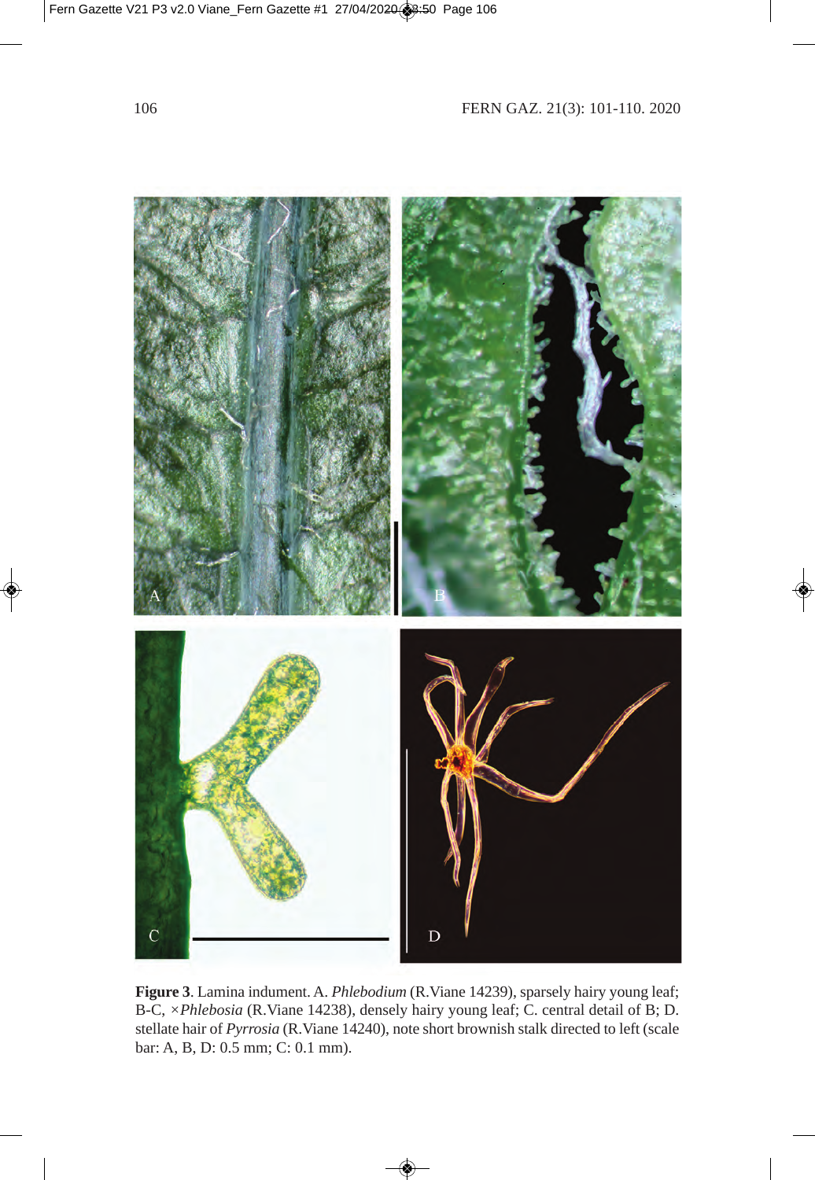**Figure 3**. Lamina indument. A. *Phlebodium* (R.Viane 14239), sparsely hairy young leaf; B-C, ×*Phlebosia* (R.Viane 14238), densely hairy young leaf; C. central detail of B; D. stellate hair of *Pyrrosia* (R.Viane 14240), note short brownish stalk directed to left (scale bar: A, B, D: 0.5 mm; C: 0.1 mm).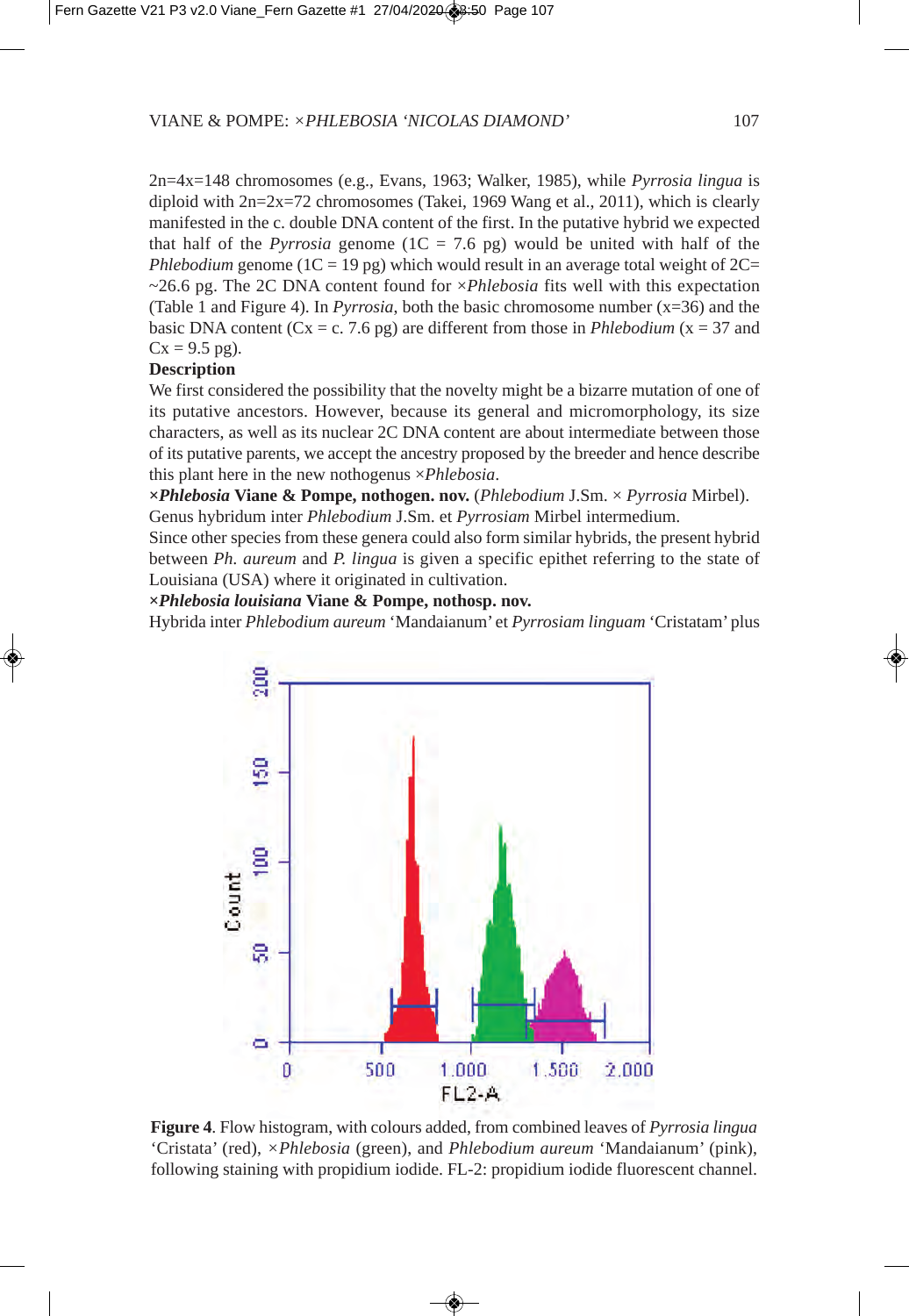2n=4x=148 chromosomes (e.g., Evans, 1963; Walker, 1985), while *Pyrrosia lingua* is diploid with 2n=2x=72 chromosomes (Takei, 1969 Wang et al., 2011), which is clearly manifested in the c. double DNA content of the first. In the putative hybrid we expected that half of the *Pyrrosia* genome (1C = 7.6 pg) would be united with half of the *Phlebodium* genome (1C = 19 pg) which would result in an average total weight of 2C= ~26.6 pg. The 2C DNA content found for ×*Phlebosia* fits well with this expectation (Table 1 and Figure 4). In *Pyrrosia*, both the basic chromosome number (x=36) and the basic DNA content (Cx = c. 7.6 pg) are different from those in *Phlebodium* (x = 37 and Cx = 9.5 pg).

**Description**

We first considered the possibility that the novelty might be a bizarre mutation of one of its putative ancestors. However, because its general and micromorphology, its size characters, as well as its nuclear 2C DNA content are about intermediate between those of its putative parents, we accept the ancestry proposed by the breeder and hence describe this plant here in the new nothogenus ×*Phlebosia*.

**×*Phlebosia* Viane & Pompe, nothogen. nov.** (*Phlebodium* J.Sm. × *Pyrrosia* Mirbel). Genus hybridum inter *Phlebodium* J.Sm. et *Pyrrosiam* Mirbel intermedium.

Since other species from these genera could also form similar hybrids, the present hybrid between *Ph. aureum* and *P. lingua* is given a specific epithet referring to the state of Louisiana (USA) where it originated in cultivation.

**×*Phlebosia louisiana* Viane & Pompe, nothosp. nov.**

Hybrida inter *Phlebodium aureum* 'Mandaianum' et *Pyrrosiam linguam* 'Cristatam' plus

**Figure 4**. Flow histogram, with colours added, from combined leaves of *Pyrrosia lingua* 'Cristata' (red), ×*Phlebosia* (green), and *Phlebodium aureum* 'Mandaianum' (pink), following staining with propidium iodide. FL-2: propidium iodide fluorescent channel.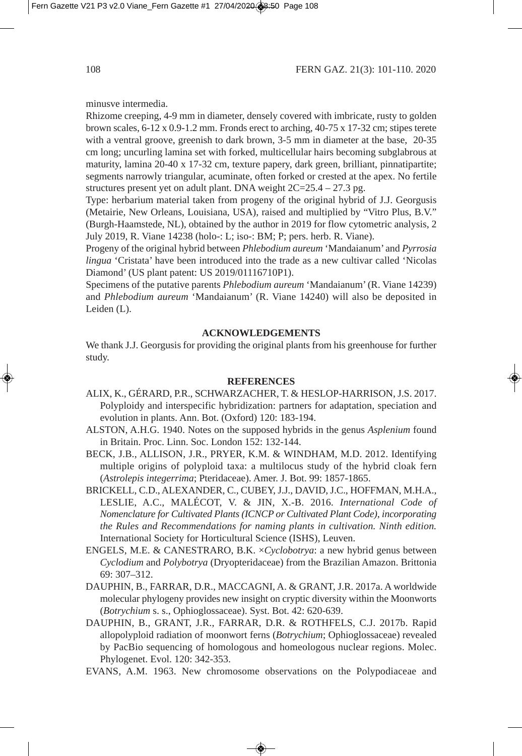minusve intermedia.

Rhizome creeping, 4-9 mm in diameter, densely covered with imbricate, rusty to golden brown scales, 6-12 x 0.9-1.2 mm. Fronds erect to arching, 40-75 x 17-32 cm; stipes terete with a ventral groove, greenish to dark brown, 3-5 mm in diameter at the base, 20-35 cm long; uncurling lamina set with forked, multicellular hairs becoming subglabrous at maturity, lamina 20-40 x 17-32 cm, texture papery, dark green, brilliant, pinnatipartite; segments narrowly triangular, acuminate, often forked or crested at the apex. No fertile structures present yet on adult plant. DNA weight 2C=25.4 – 27.3 pg.

Type: herbarium material taken from progeny of the original hybrid of J.J. Georgusis (Metairie, New Orleans, Louisiana, USA), raised and multiplied by "Vitro Plus, B.V." (Burgh-Haamstede, NL), obtained by the author in 2019 for flow cytometric analysis, 2 July 2019, R. Viane 14238 (holo-: L; iso-: BM; P; pers. herb. R. Viane).

Progeny of the original hybrid between *Phlebodium aureum* 'Mandaianum' and *Pyrrosia lingua* 'Cristata' have been introduced into the trade as a new cultivar called 'Nicolas Diamond' (US plant patent: US 2019/01116710P1).

Specimens of the putative parents *Phlebodium aureum* 'Mandaianum' (R. Viane 14239) and *Phlebodium aureum* 'Mandaianum' (R. Viane 14240) will also be deposited in Leiden (L).

## ACKNOWLEDGEMENTS

We thank J.J. Georgusis for providing the original plants from his greenhouse for further study.

## REFERENCES

ALIX, K., GÉRARD, P.R., SCHWARZACHER, T. & HESLOP-HARRISON, J.S. 2017. Polyploidy and interspecific hybridization: partners for adaptation, speciation and evolution in plants. Ann. Bot. (Oxford) 120: 183-194.

ALSTON, A.H.G. 1940. Notes on the supposed hybrids in the genus *Asplenium* found in Britain. Proc. Linn. Soc. London 152: 132-144.

BECK, J.B., ALLISON, J.R., PRYER, K.M. & WINDHAM, M.D. 2012. Identifying multiple origins of polyploid taxa: a multilocus study of the hybrid cloak fern (*Astrolepis integerrima*; Pteridaceae). Amer. J. Bot. 99: 1857-1865.

BRICKELL, C.D., ALEXANDER, C., CUBEY, J.J., DAVID, J.C., HOFFMAN, M.H.A., LESLIE, A.C., MALÉCOT, V. & JIN, X.-B. 2016. *International Code of Nomenclature for Cultivated Plants (ICNCP or Cultivated Plant Code), incorporating the Rules and Recommendations for naming plants in cultivation. Ninth edition.* International Society for Horticultural Science (ISHS), Leuven.

ENGELS, M.E. & CANESTRARO, B.K. ×*Cyclobotrya*: a new hybrid genus between *Cyclodium* and *Polybotrya* (Dryopteridaceae) from the Brazilian Amazon. Brittonia 69: 307–312.

DAUPHIN, B., FARRAR, D.R., MACCAGNI, A. & GRANT, J.R. 2017a. A worldwide molecular phylogeny provides new insight on cryptic diversity within the Moonworts (*Botrychium* s. s., Ophioglossaceae). Syst. Bot. 42: 620-639.

DAUPHIN, B., GRANT, J.R., FARRAR, D.R. & ROTHFELS, C.J. 2017b. Rapid allopolyploid radiation of moonwort ferns (*Botrychium*; Ophioglossaceae) revealed by PacBio sequencing of homologous and homeologous nuclear regions. Molec. Phylogenet. Evol. 120: 342-353.

EVANS, A.M. 1963. New chromosome observations on the Polypodiaceae and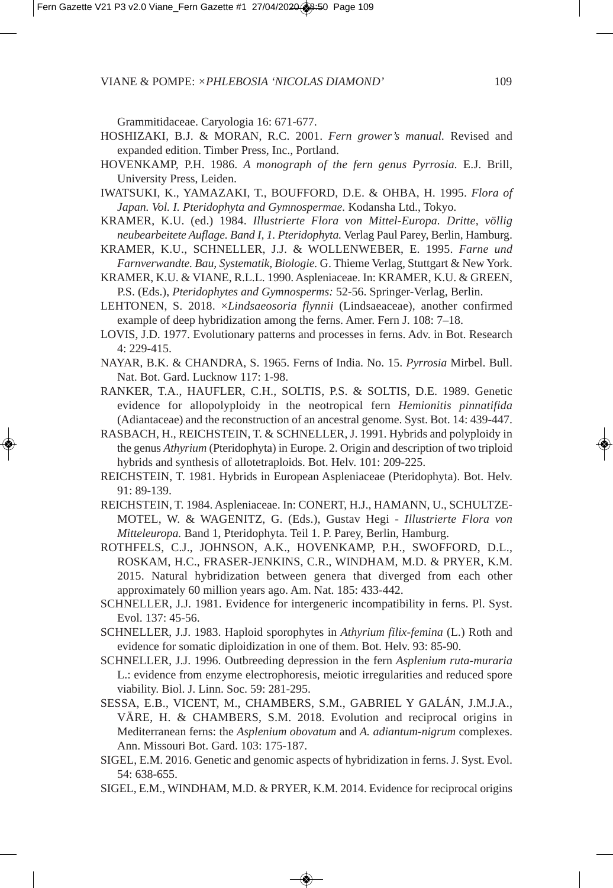Grammitidaceae. Caryologia 16: 671-677.

HOSHIZAKI, B.J. & MORAN, R.C. 2001. *Fern grower's manual.* Revised and expanded edition. Timber Press, Inc., Portland.

HOVENKAMP, P.H. 1986. *A monograph of the fern genus Pyrrosia.* E.J. Brill, University Press, Leiden.

IWATSUKI, K., YAMAZAKI, T., BOUFFORD, D.E. & OHBA, H. 1995. *Flora of Japan. Vol. I. Pteridophyta and Gymnospermae.* Kodansha Ltd., Tokyo.

KRAMER, K.U. (ed.) 1984. *Illustrierte Flora von Mittel-Europa. Dritte, völlig neubearbeitete Auflage. Band I, 1. Pteridophyta.* Verlag Paul Parey, Berlin, Hamburg.

KRAMER, K.U., SCHNELLER, J.J. & WOLLENWEBER, E. 1995. *Farne und Farnverwandte. Bau, Systematik, Biologie.* G. Thieme Verlag, Stuttgart & New York.

KRAMER, K.U. & VIANE, R.L.L. 1990. Aspleniaceae. In: KRAMER, K.U. & GREEN, P.S. (Eds.), *Pteridophytes and Gymnosperms:* 52-56. Springer-Verlag, Berlin.

LEHTONEN, S. 2018. *×Lindsaeosoria flynnii* (Lindsaeaceae), another confirmed example of deep hybridization among the ferns. Amer. Fern J. 108: 7–18.

LOVIS, J.D. 1977. Evolutionary patterns and processes in ferns. Adv. in Bot. Research 4: 229-415.

NAYAR, B.K. & CHANDRA, S. 1965. Ferns of India. No. 15. *Pyrrosia* Mirbel. Bull. Nat. Bot. Gard. Lucknow 117: 1-98.

RANKER, T.A., HAUFLER, C.H., SOLTIS, P.S. & SOLTIS, D.E. 1989. Genetic evidence for allopolyploidy in the neotropical fern *Hemionitis pinnatifida* (Adiantaceae) and the reconstruction of an ancestral genome. Syst. Bot. 14: 439-447.

RASBACH, H., REICHSTEIN, T. & SCHNELLER, J. 1991. Hybrids and polyploidy in the genus *Athyrium* (Pteridophyta) in Europe. 2. Origin and description of two triploid hybrids and synthesis of allotetraploids. Bot. Helv. 101: 209-225.

REICHSTEIN, T. 1981. Hybrids in European Aspleniaceae (Pteridophyta). Bot. Helv. 91: 89-139.

REICHSTEIN, T. 1984. Aspleniaceae. In: CONERT, H.J., HAMANN, U., SCHULTZE-MOTEL, W. & WAGENITZ, G. (Eds.), Gustav Hegi - *Illustrierte Flora von Mitteleuropa.* Band 1, Pteridophyta. Teil 1. P. Parey, Berlin, Hamburg.

ROTHFELS, C.J., JOHNSON, A.K., HOVENKAMP, P.H., SWOFFORD, D.L., ROSKAM, H.C., FRASER-JENKINS, C.R., WINDHAM, M.D. & PRYER, K.M. 2015. Natural hybridization between genera that diverged from each other approximately 60 million years ago. Am. Nat. 185: 433-442.

SCHNELLER, J.J. 1981. Evidence for intergeneric incompatibility in ferns. Pl. Syst. Evol. 137: 45-56.

SCHNELLER, J.J. 1983. Haploid sporophytes in *Athyrium filix-femina* (L.) Roth and evidence for somatic diploidization in one of them. Bot. Helv. 93: 85-90.

SCHNELLER, J.J. 1996. Outbreeding depression in the fern *Asplenium ruta-muraria* L.: evidence from enzyme electrophoresis, meiotic irregularities and reduced spore viability. Biol. J. Linn. Soc. 59: 281-295.

SESSA, E.B., VICENT, M., CHAMBERS, S.M., GABRIEL Y GALÁN, J.M.J.A., VÄRE, H. & CHAMBERS, S.M. 2018. Evolution and reciprocal origins in Mediterranean ferns: the *Asplenium obovatum* and *A. adiantum-nigrum* complexes. Ann. Missouri Bot. Gard. 103: 175-187.

SIGEL, E.M. 2016. Genetic and genomic aspects of hybridization in ferns. J. Syst. Evol. 54: 638-655.

SIGEL, E.M., WINDHAM, M.D. & PRYER, K.M. 2014. Evidence for reciprocal origins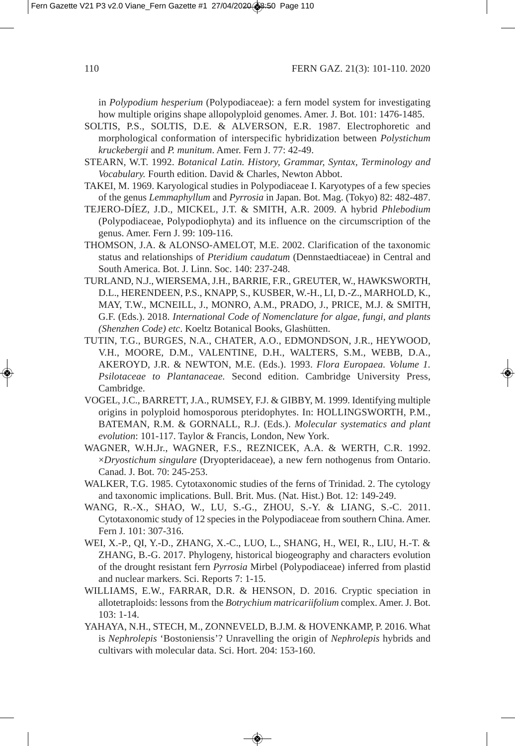in *Polypodium hesperium* (Polypodiaceae): a fern model system for investigating how multiple origins shape allopolyploid genomes. Amer. J. Bot. 101: 1476-1485.

SOLTIS, P.S., SOLTIS, D.E. & ALVERSON, E.R. 1987. Electrophoretic and morphological conformation of interspecific hybridization between *Polystichum kruckebergii* and *P. munitum*. Amer. Fern J. 77: 42-49.

STEARN, W.T. 1992. *Botanical Latin. History, Grammar, Syntax, Terminology and Vocabulary.* Fourth edition. David & Charles, Newton Abbot.

TAKEI, M. 1969. Karyological studies in Polypodiaceae I. Karyotypes of a few species of the genus *Lemmaphyllum* and *Pyrrosia* in Japan. Bot. Mag. (Tokyo) 82: 482-487.

TEJERO-DÍEZ, J.D., MICKEL, J.T. & SMITH, A.R. 2009. A hybrid *Phlebodium* (Polypodiaceae, Polypodiophyta) and its influence on the circumscription of the genus. Amer. Fern J. 99: 109-116.

THOMSON, J.A. & ALONSO-AMELOT, M.E. 2002. Clarification of the taxonomic status and relationships of *Pteridium caudatum* (Dennstaedtiaceae) in Central and South America. Bot. J. Linn. Soc. 140: 237-248.

TURLAND, N.J., WIERSEMA, J.H., BARRIE, F.R., GREUTER, W., HAWKSWORTH, D.L., HERENDEEN, P.S., KNAPP, S., KUSBER, W.-H., LI, D.-Z., MARHOLD, K., MAY, T.W., MCNEILL, J., MONRO, A.M., PRADO, J., PRICE, M.J. & SMITH, G.F. (Eds.). 2018. *International Code of Nomenclature for algae, fungi, and plants (Shenzhen Code) etc*. Koeltz Botanical Books, Glashütten.

TUTIN, T.G., BURGES, N.A., CHATER, A.O., EDMONDSON, J.R., HEYWOOD, V.H., MOORE, D.M., VALENTINE, D.H., WALTERS, S.M., WEBB, D.A., AKEROYD, J.R. & NEWTON, M.E. (Eds.). 1993. *Flora Europaea. Volume 1. Psilotaceae to Plantanaceae.* Second edition. Cambridge University Press, Cambridge.

VOGEL, J.C., BARRETT, J.A., RUMSEY, F.J. & GIBBY, M. 1999. Identifying multiple origins in polyploid homosporous pteridophytes. In: HOLLINGSWORTH, P.M., BATEMAN, R.M. & GORNALL, R.J. (Eds.). *Molecular systematics and plant evolution*: 101-117. Taylor & Francis, London, New York.

WAGNER, W.H.Jr., WAGNER, F.S., REZNICEK, A.A. & WERTH, C.R. 1992. ×*Dryostichum singulare* (Dryopteridaceae), a new fern nothogenus from Ontario. Canad. J. Bot. 70: 245-253.

WALKER, T.G. 1985. Cytotaxonomic studies of the ferns of Trinidad. 2. The cytology and taxonomic implications. Bull. Brit. Mus. (Nat. Hist.) Bot. 12: 149-249.

WANG, R.-X., SHAO, W., LU, S.-G., ZHOU, S.-Y. & LIANG, S.-C. 2011. Cytotaxonomic study of 12 species in the Polypodiaceae from southern China. Amer. Fern J. 101: 307-316.

WEI, X.-P., QI, Y.-D., ZHANG, X.-C., LUO, L., SHANG, H., WEI, R., LIU, H.-T. & ZHANG, B.-G. 2017. Phylogeny, historical biogeography and characters evolution of the drought resistant fern *Pyrrosia* Mirbel (Polypodiaceae) inferred from plastid and nuclear markers. Sci. Reports 7: 1-15.

WILLIAMS, E.W., FARRAR, D.R. & HENSON, D. 2016. Cryptic speciation in allotetraploids: lessons from the *Botrychium matricariifolium* complex. Amer. J. Bot. 103: 1-14.

YAHAYA, N.H., STECH, M., ZONNEVELD, B.J.M. & HOVENKAMP, P. 2016. What is *Nephrolepis* 'Bostoniensis'? Unravelling the origin of *Nephrolepis* hybrids and cultivars with molecular data. Sci. Hort. 204: 153-160.